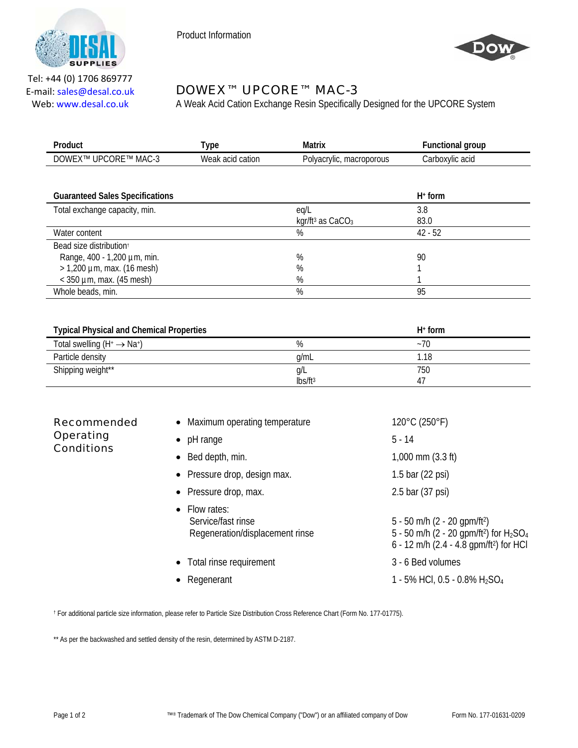Tel: +44 (0) 1706 869777
E-mail: sales@desal.co.uk
Web: www.desal.co.uk

Product Information

# DOWEX™ UPCORE™ MAC-3

A Weak Acid Cation Exchange Resin Specifically Designed for the UPCORE System

| Product | Type | Matrix | Functional group |
|---|---|---|---|
| DOWEX™ UPCORE™ MAC-3 | Weak acid cation | Polyacrylic, macroporous | Carboxylic acid |

| Guaranteed Sales Specifications | | $H^+$ form |
|---|---|---|
| Total exchange capacity, min. | eq/L | 3.8 |
| | kgr/ft³ as $CaCO_3$ | 83.0 |
| Water content | % | 42 - 52 |
| Bead size distribution† | | |
| Range, 400 - 1,200 µm, min. | % | 90 |
| > 1,200 µm, max. (16 mesh) | % | 1 |
| < 350 µm, max. (45 mesh) | % | 1 |
| Whole beads, min. | % | 95 |

| Typical Physical and Chemical Properties | | $H^+$ form |
|---|---|---|
| Total swelling ($H^+ \rightarrow Na^+$) | % | ~70 |
| Particle density | g/mL | 1.18 |
| Shipping weight** | g/L | 750 |
| | lbs/ft³ | 47 |

## Recommended Operating Conditions

| | |
|---|---|
| • Maximum operating temperature | 120°C (250°F) |
| • pH range | 5 - 14 |
| • Bed depth, min. | 1,000 mm (3.3 ft) |
| • Pressure drop, design max. | 1.5 bar (22 psi) |
| • Pressure drop, max. | 2.5 bar (37 psi) |
| • Flow rates: | |
| Service/fast rinse | 5 - 50 m/h (2 - 20 gpm/ft²) |
| Regeneration/displacement rinse | 5 - 50 m/h (2 - 20 gpm/ft²) for $H_2SO_4$ |
| | 6 - 12 m/h (2.4 - 4.8 gpm/ft²) for HCl |
| • Total rinse requirement | 3 - 6 Bed volumes |
| • Regenerant | 1 - 5% HCl, 0.5 - 0.8% $H_2SO_4$ |

† For additional particle size information, please refer to Particle Size Distribution Cross Reference Chart (Form No. 177-01775).

** As per the backwashed and settled density of the resin, determined by ASTM D-2187.

™® Trademark of The Dow Chemical Company ("Dow") or an affiliated company of Dow

Form No. 177-01631-0209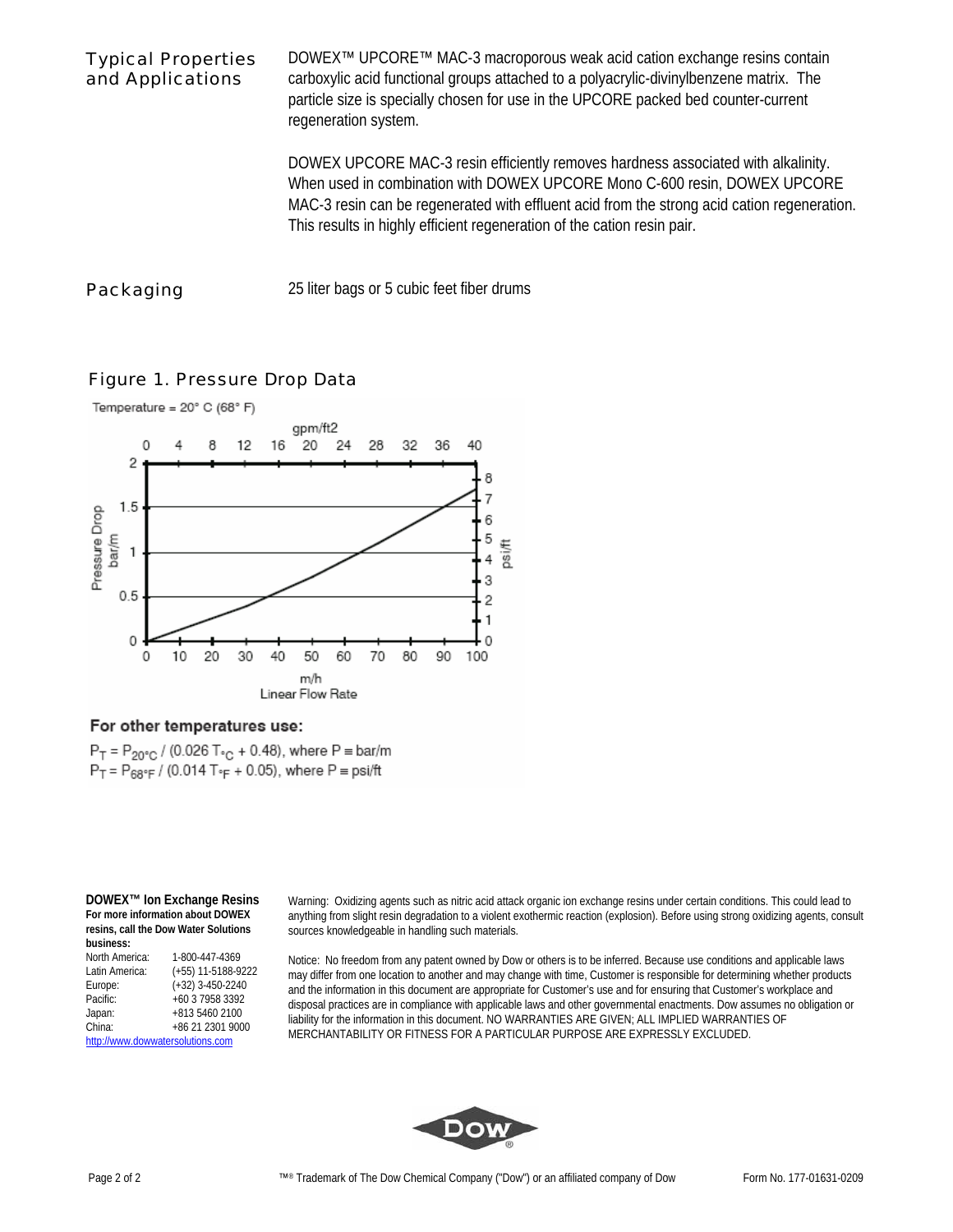## Typical Properties and Applications

DOWEX™ UPCORE™ MAC-3 macroporous weak acid cation exchange resins contain carboxylic acid functional groups attached to a polyacrylic-divinylbenzene matrix. The particle size is specially chosen for use in the UPCORE packed bed counter-current regeneration system.

DOWEX UPCORE MAC-3 resin efficiently removes hardness associated with alkalinity. When used in combination with DOWEX UPCORE Mono C-600 resin, DOWEX UPCORE MAC-3 resin can be regenerated with effluent acid from the strong acid cation regeneration. This results in highly efficient regeneration of the cation resin pair.

## Packaging

25 liter bags or 5 cubic feet fiber drums

## Figure 1. Pressure Drop Data

Temperature = 20° C (68° F)

gpm/ft2

0 4 8 12 16 20 24 28 32 36 40

Pressure Drop bar/m

0 0.5 1 1.5 2

psi/ft

0 1 2 3 4 5 6 7 8

0 10 20 30 40 50 60 70 80 90 100

m/h
Linear Flow Rate

**For other temperatures use:**

$P_T = P_{20°C} / (0.026\ T_{°C} + 0.48)$, where P ≡ bar/m

$P_T = P_{68°F} / (0.014\ T_{°F} + 0.05)$, where P ≡ psi/ft

**DOWEX™ Ion Exchange Resins**
**For more information about DOWEX resins, call the Dow Water Solutions business:**

| | |
|---|---|
| North America: | 1-800-447-4369 |
| Latin America: | (+55) 11-5188-9222 |
| Europe: | (+32) 3-450-2240 |
| Pacific: | +60 3 7958 3392 |
| Japan: | +813 5460 2100 |
| China: | +86 21 2301 9000 |

http://www.dowwatersolutions.com

Warning: Oxidizing agents such as nitric acid attack organic ion exchange resins under certain conditions. This could lead to anything from slight resin degradation to a violent exothermic reaction (explosion). Before using strong oxidizing agents, consult sources knowledgeable in handling such materials.

Notice: No freedom from any patent owned by Dow or others is to be inferred. Because use conditions and applicable laws may differ from one location to another and may change with time, Customer is responsible for determining whether products and the information in this document are appropriate for Customer's use and for ensuring that Customer's workplace and disposal practices are in compliance with applicable laws and other governmental enactments. Dow assumes no obligation or liability for the information in this document. NO WARRANTIES ARE GIVEN; ALL IMPLIED WARRANTIES OF MERCHANTABILITY OR FITNESS FOR A PARTICULAR PURPOSE ARE EXPRESSLY EXCLUDED.

™® Trademark of The Dow Chemical Company ("Dow") or an affiliated company of Dow

Form No. 177-01631-0209